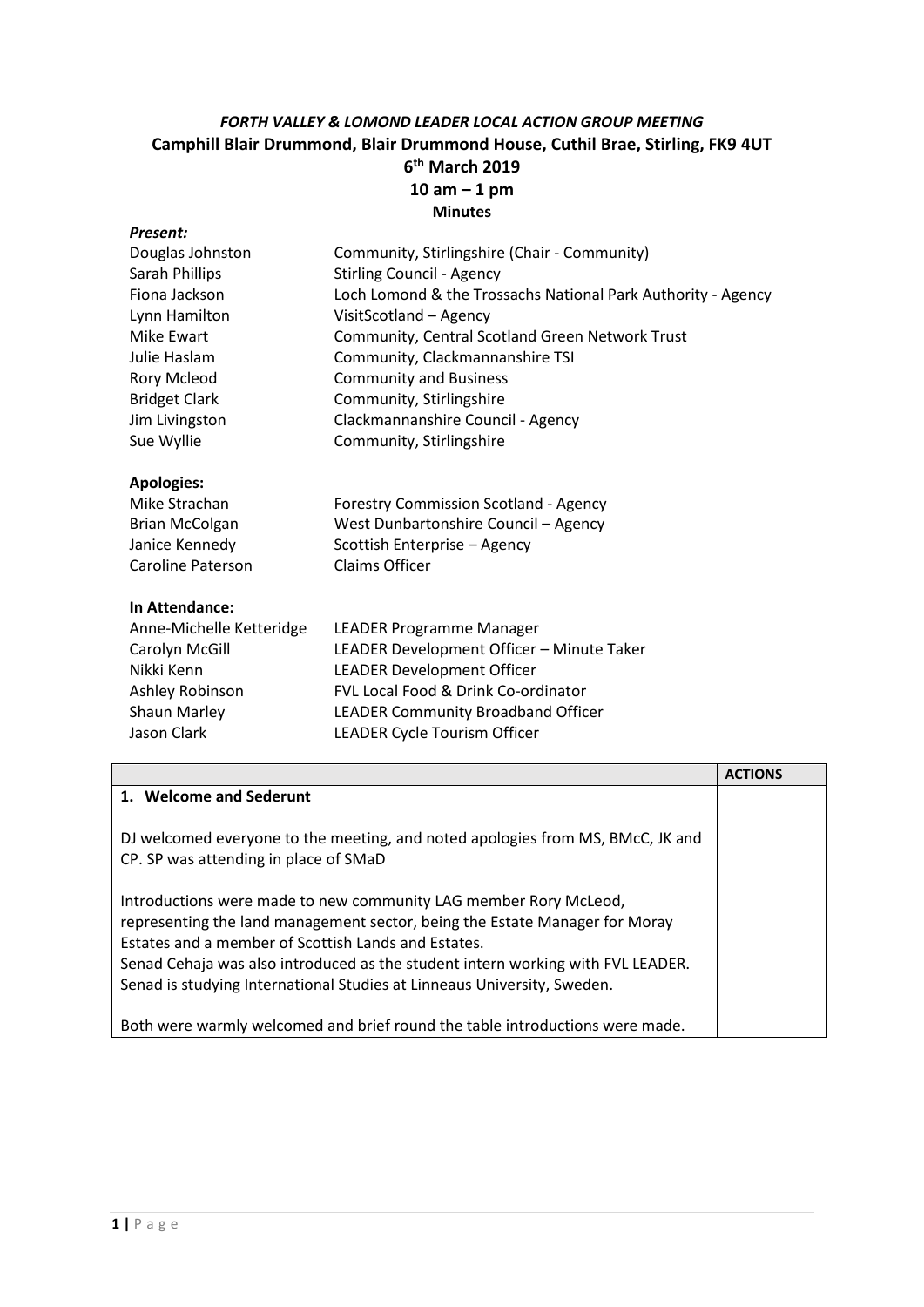# *FORTH VALLEY & LOMOND LEADER LOCAL ACTION GROUP MEETING*

## Camphill Blair Drummond, Blair Drummond House, Cuthil Brae, Stirling, FK9 4UT

## 6th March 2019

## 10 am – 1 pm

## Minutes

***Present:***

| | |
|---|---|
| Douglas Johnston | Community, Stirlingshire (Chair - Community) |
| Sarah Phillips | Stirling Council - Agency |
| Fiona Jackson | Loch Lomond & the Trossachs National Park Authority - Agency |
| Lynn Hamilton | VisitScotland – Agency |
| Mike Ewart | Community, Central Scotland Green Network Trust |
| Julie Haslam | Community, Clackmannanshire TSI |
| Rory Mcleod | Community and Business |
| Bridget Clark | Community, Stirlingshire |
| Jim Livingston | Clackmannanshire Council - Agency |
| Sue Wyllie | Community, Stirlingshire |

**Apologies:**

| | |
|---|---|
| Mike Strachan | Forestry Commission Scotland - Agency |
| Brian McColgan | West Dunbartonshire Council – Agency |
| Janice Kennedy | Scottish Enterprise – Agency |
| Caroline Paterson | Claims Officer |

**In Attendance:**

| | |
|---|---|
| Anne-Michelle Ketteridge | LEADER Programme Manager |
| Carolyn McGill | LEADER Development Officer – Minute Taker |
| Nikki Kenn | LEADER Development Officer |
| Ashley Robinson | FVL Local Food & Drink Co-ordinator |
| Shaun Marley | LEADER Community Broadband Officer |
| Jason Clark | LEADER Cycle Tourism Officer |

| | ACTIONS |
|---|---|
| **1. Welcome and Sederunt**<br><br>DJ welcomed everyone to the meeting, and noted apologies from MS, BMcC, JK and CP. SP was attending in place of SMaD<br><br>Introductions were made to new community LAG member Rory McLeod, representing the land management sector, being the Estate Manager for Moray Estates and a member of Scottish Lands and Estates.<br>Senad Cehaja was also introduced as the student intern working with FVL LEADER. Senad is studying International Studies at Linneaus University, Sweden.<br><br>Both were warmly welcomed and brief round the table introductions were made. | |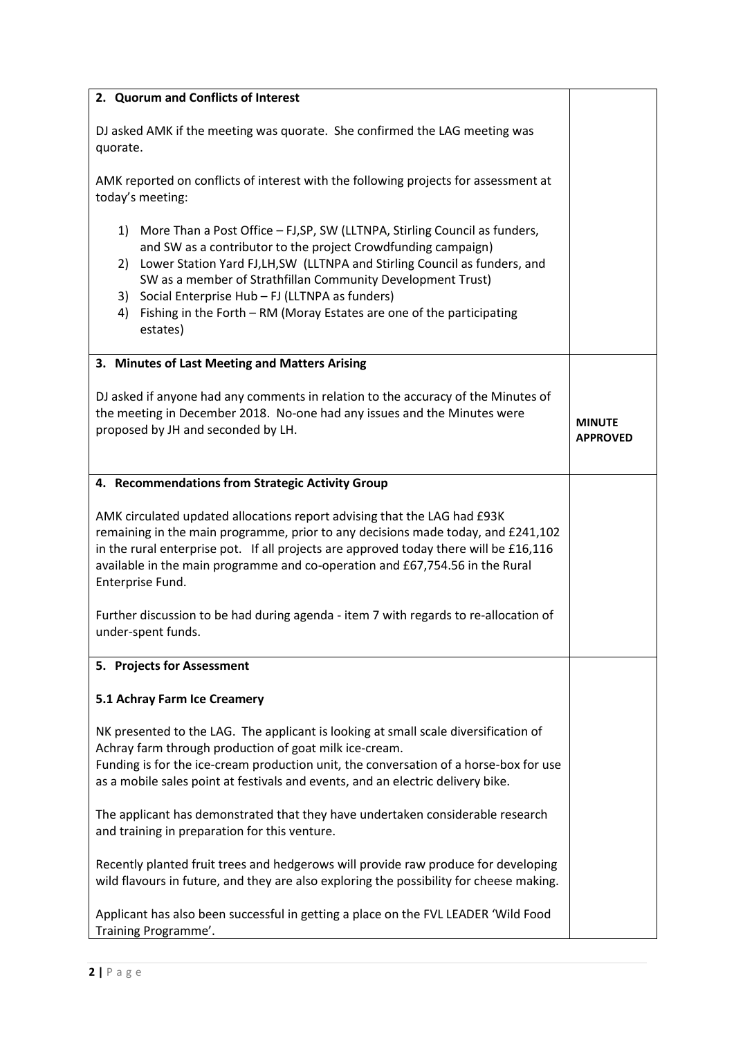| | |
|---|---|
| **2. Quorum and Conflicts of Interest**<br><br>DJ asked AMK if the meeting was quorate. She confirmed the LAG meeting was quorate.<br><br>AMK reported on conflicts of interest with the following projects for assessment at today's meeting:<br><br>1) More Than a Post Office – FJ,SP, SW (LLTNPA, Stirling Council as funders, and SW as a contributor to the project Crowdfunding campaign)<br>2) Lower Station Yard FJ,LH,SW (LLTNPA and Stirling Council as funders, and SW as a member of Strathfillan Community Development Trust)<br>3) Social Enterprise Hub – FJ (LLTNPA as funders)<br>4) Fishing in the Forth – RM (Moray Estates are one of the participating estates) | |
| **3. Minutes of Last Meeting and Matters Arising**<br><br>DJ asked if anyone had any comments in relation to the accuracy of the Minutes of the meeting in December 2018. No-one had any issues and the Minutes were proposed by JH and seconded by LH. | **MINUTE APPROVED** |
| **4. Recommendations from Strategic Activity Group**<br><br>AMK circulated updated allocations report advising that the LAG had £93K remaining in the main programme, prior to any decisions made today, and £241,102 in the rural enterprise pot. If all projects are approved today there will be £16,116 available in the main programme and co-operation and £67,754.56 in the Rural Enterprise Fund.<br><br>Further discussion to be had during agenda - item 7 with regards to re-allocation of under-spent funds. | |
| **5. Projects for Assessment**<br><br>**5.1 Achray Farm Ice Creamery**<br><br>NK presented to the LAG. The applicant is looking at small scale diversification of Achray farm through production of goat milk ice-cream.<br>Funding is for the ice-cream production unit, the conversation of a horse-box for use as a mobile sales point at festivals and events, and an electric delivery bike.<br><br>The applicant has demonstrated that they have undertaken considerable research and training in preparation for this venture.<br><br>Recently planted fruit trees and hedgerows will provide raw produce for developing wild flavours in future, and they are also exploring the possibility for cheese making.<br><br>Applicant has also been successful in getting a place on the FVL LEADER 'Wild Food Training Programme'. | |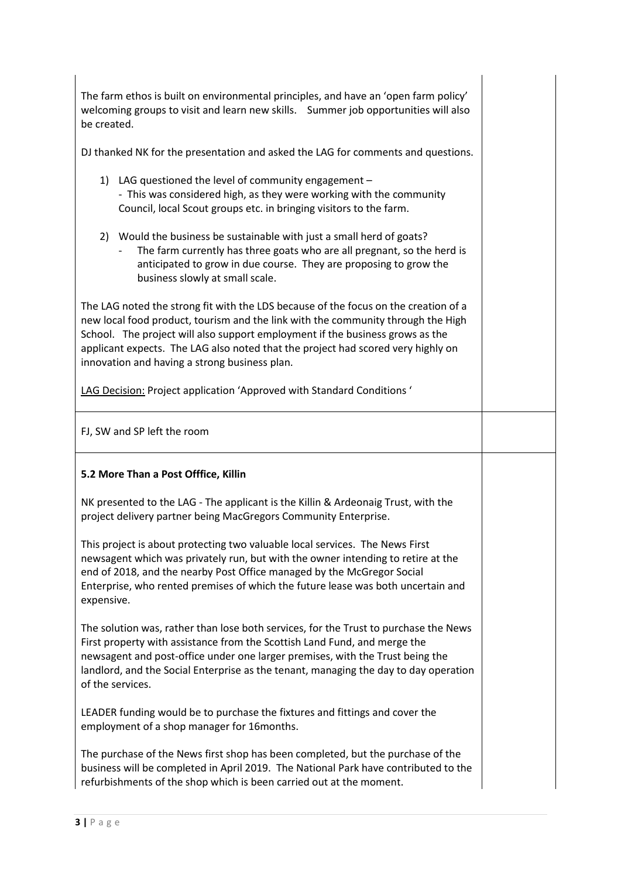The farm ethos is built on environmental principles, and have an 'open farm policy' welcoming groups to visit and learn new skills. Summer job opportunities will also be created.

DJ thanked NK for the presentation and asked the LAG for comments and questions.

1) LAG questioned the level of community engagement –
   - This was considered high, as they were working with the community Council, local Scout groups etc. in bringing visitors to the farm.

2) Would the business be sustainable with just a small herd of goats?
   - The farm currently has three goats who are all pregnant, so the herd is anticipated to grow in due course. They are proposing to grow the business slowly at small scale.

The LAG noted the strong fit with the LDS because of the focus on the creation of a new local food product, tourism and the link with the community through the High School. The project will also support employment if the business grows as the applicant expects. The LAG also noted that the project had scored very highly on innovation and having a strong business plan.

LAG Decision: Project application 'Approved with Standard Conditions '

FJ, SW and SP left the room

**5.2 More Than a Post Offfice, Killin**

NK presented to the LAG - The applicant is the Killin & Ardeonaig Trust, with the project delivery partner being MacGregors Community Enterprise.

This project is about protecting two valuable local services. The News First newsagent which was privately run, but with the owner intending to retire at the end of 2018, and the nearby Post Office managed by the McGregor Social Enterprise, who rented premises of which the future lease was both uncertain and expensive.

The solution was, rather than lose both services, for the Trust to purchase the News First property with assistance from the Scottish Land Fund, and merge the newsagent and post-office under one larger premises, with the Trust being the landlord, and the Social Enterprise as the tenant, managing the day to day operation of the services.

LEADER funding would be to purchase the fixtures and fittings and cover the employment of a shop manager for 16months.

The purchase of the News first shop has been completed, but the purchase of the business will be completed in April 2019. The National Park have contributed to the refurbishments of the shop which is been carried out at the moment.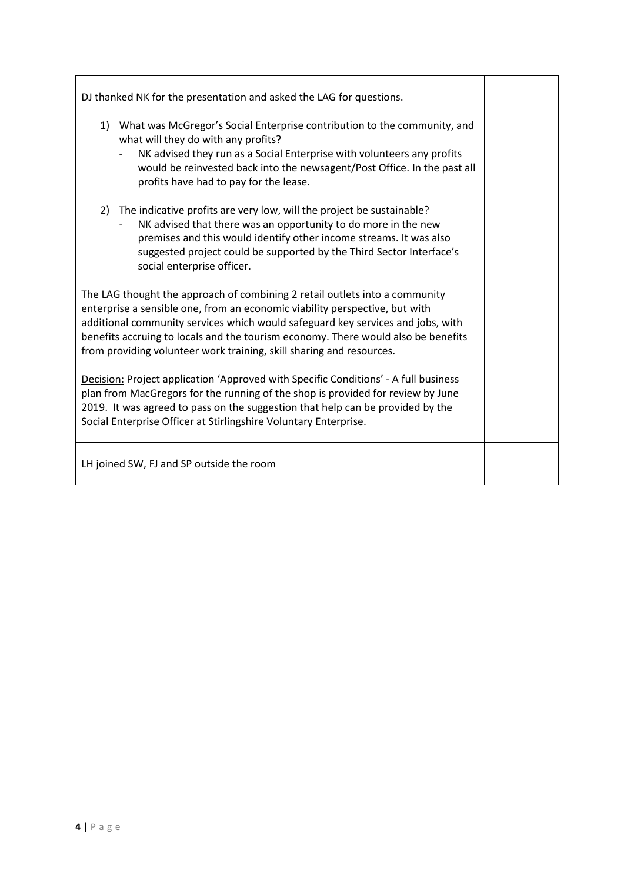| | |
|---|---|
| DJ thanked NK for the presentation and asked the LAG for questions.<br><br>1) What was McGregor's Social Enterprise contribution to the community, and what will they do with any profits?<br>- NK advised they run as a Social Enterprise with volunteers any profits would be reinvested back into the newsagent/Post Office. In the past all profits have had to pay for the lease.<br><br>2) The indicative profits are very low, will the project be sustainable?<br>- NK advised that there was an opportunity to do more in the new premises and this would identify other income streams. It was also suggested project could be supported by the Third Sector Interface's social enterprise officer.<br><br>The LAG thought the approach of combining 2 retail outlets into a community enterprise a sensible one, from an economic viability perspective, but with additional community services which would safeguard key services and jobs, with benefits accruing to locals and the tourism economy. There would also be benefits from providing volunteer work training, skill sharing and resources.<br><br><u>Decision:</u> Project application 'Approved with Specific Conditions' - A full business plan from MacGregors for the running of the shop is provided for review by June 2019. It was agreed to pass on the suggestion that help can be provided by the Social Enterprise Officer at Stirlingshire Voluntary Enterprise. | |
| LH joined SW, FJ and SP outside the room | |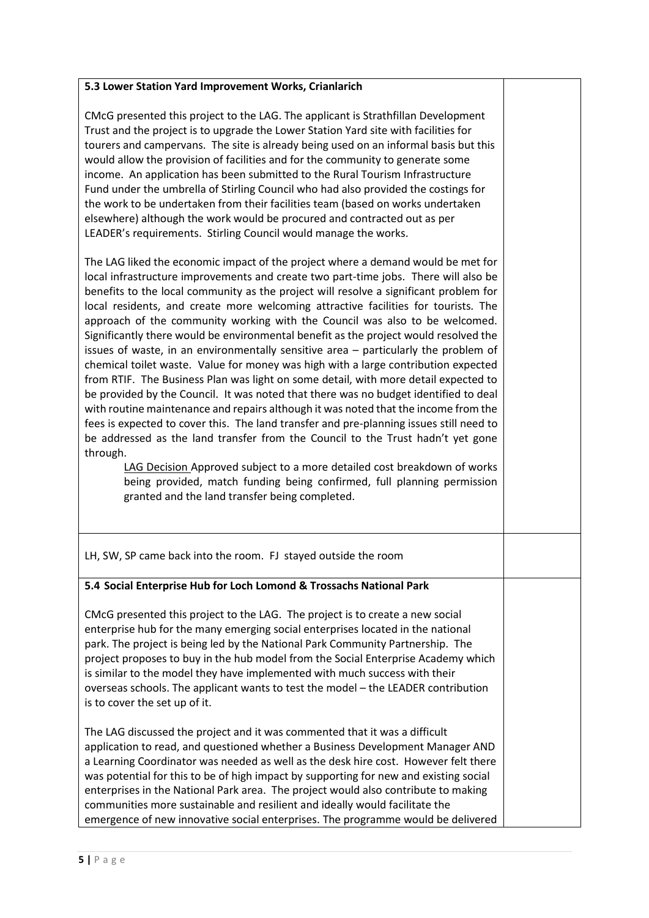**5.3 Lower Station Yard Improvement Works, Crianlarich**

CMcG presented this project to the LAG. The applicant is Strathfillan Development Trust and the project is to upgrade the Lower Station Yard site with facilities for tourers and campervans. The site is already being used on an informal basis but this would allow the provision of facilities and for the community to generate some income. An application has been submitted to the Rural Tourism Infrastructure Fund under the umbrella of Stirling Council who had also provided the costings for the work to be undertaken from their facilities team (based on works undertaken elsewhere) although the work would be procured and contracted out as per LEADER's requirements. Stirling Council would manage the works.

The LAG liked the economic impact of the project where a demand would be met for local infrastructure improvements and create two part-time jobs. There will also be benefits to the local community as the project will resolve a significant problem for local residents, and create more welcoming attractive facilities for tourists. The approach of the community working with the Council was also to be welcomed. Significantly there would be environmental benefit as the project would resolved the issues of waste, in an environmentally sensitive area – particularly the problem of chemical toilet waste. Value for money was high with a large contribution expected from RTIF. The Business Plan was light on some detail, with more detail expected to be provided by the Council. It was noted that there was no budget identified to deal with routine maintenance and repairs although it was noted that the income from the fees is expected to cover this. The land transfer and pre-planning issues still need to be addressed as the land transfer from the Council to the Trust hadn't yet gone through.

> LAG Decision Approved subject to a more detailed cost breakdown of works being provided, match funding being confirmed, full planning permission granted and the land transfer being completed.

LH, SW, SP came back into the room. FJ stayed outside the room

**5.4 Social Enterprise Hub for Loch Lomond & Trossachs National Park**

CMcG presented this project to the LAG. The project is to create a new social enterprise hub for the many emerging social enterprises located in the national park. The project is being led by the National Park Community Partnership. The project proposes to buy in the hub model from the Social Enterprise Academy which is similar to the model they have implemented with much success with their overseas schools. The applicant wants to test the model – the LEADER contribution is to cover the set up of it.

The LAG discussed the project and it was commented that it was a difficult application to read, and questioned whether a Business Development Manager AND a Learning Coordinator was needed as well as the desk hire cost. However felt there was potential for this to be of high impact by supporting for new and existing social enterprises in the National Park area. The project would also contribute to making communities more sustainable and resilient and ideally would facilitate the emergence of new innovative social enterprises. The programme would be delivered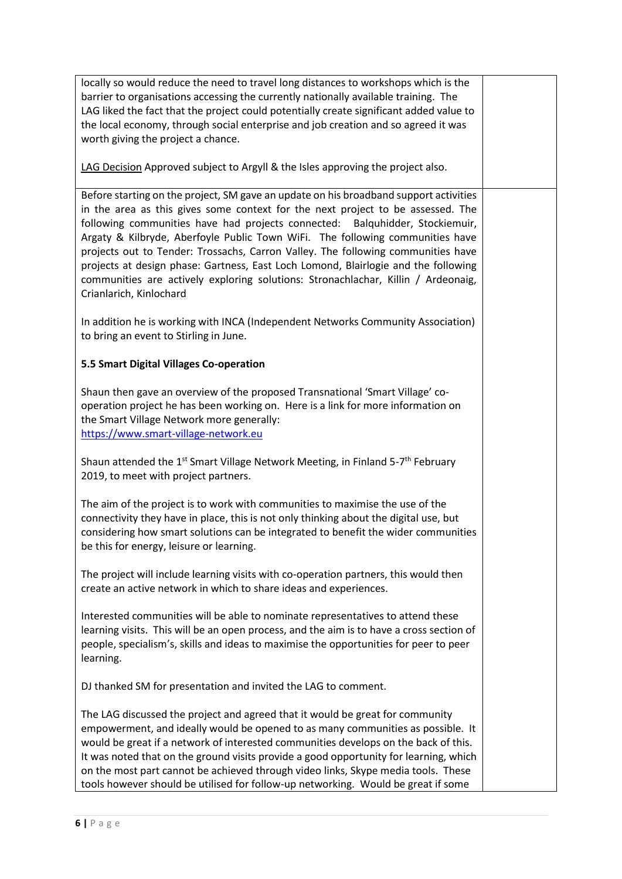| | |
|---|---|
| locally so would reduce the need to travel long distances to workshops which is the barrier to organisations accessing the currently nationally available training. The LAG liked the fact that the project could potentially create significant added value to the local economy, through social enterprise and job creation and so agreed it was worth giving the project a chance.<br><br><u>LAG Decision</u> Approved subject to Argyll & the Isles approving the project also. | |
| Before starting on the project, SM gave an update on his broadband support activities in the area as this gives some context for the next project to be assessed. The following communities have had projects connected: Balquhidder, Stockiemuir, Argaty & Kilbryde, Aberfoyle Public Town WiFi. The following communities have projects out to Tender: Trossachs, Carron Valley. The following communities have projects at design phase: Gartness, East Loch Lomond, Blairlogie and the following communities are actively exploring solutions: Stronachlachar, Killin / Ardeonaig, Crianlarich, Kinlochard<br><br>In addition he is working with INCA (Independent Networks Community Association) to bring an event to Stirling in June.<br><br>**5.5 Smart Digital Villages Co-operation**<br><br>Shaun then gave an overview of the proposed Transnational 'Smart Village' co-operation project he has been working on. Here is a link for more information on the Smart Village Network more generally: https://www.smart-village-network.eu<br><br>Shaun attended the 1st Smart Village Network Meeting, in Finland 5-7th February 2019, to meet with project partners.<br><br>The aim of the project is to work with communities to maximise the use of the connectivity they have in place, this is not only thinking about the digital use, but considering how smart solutions can be integrated to benefit the wider communities be this for energy, leisure or learning.<br><br>The project will include learning visits with co-operation partners, this would then create an active network in which to share ideas and experiences.<br><br>Interested communities will be able to nominate representatives to attend these learning visits. This will be an open process, and the aim is to have a cross section of people, specialism's, skills and ideas to maximise the opportunities for peer to peer learning.<br><br>DJ thanked SM for presentation and invited the LAG to comment.<br><br>The LAG discussed the project and agreed that it would be great for community empowerment, and ideally would be opened to as many communities as possible. It would be great if a network of interested communities develops on the back of this. It was noted that on the ground visits provide a good opportunity for learning, which on the most part cannot be achieved through video links, Skype media tools. These tools however should be utilised for follow-up networking. Would be great if some | |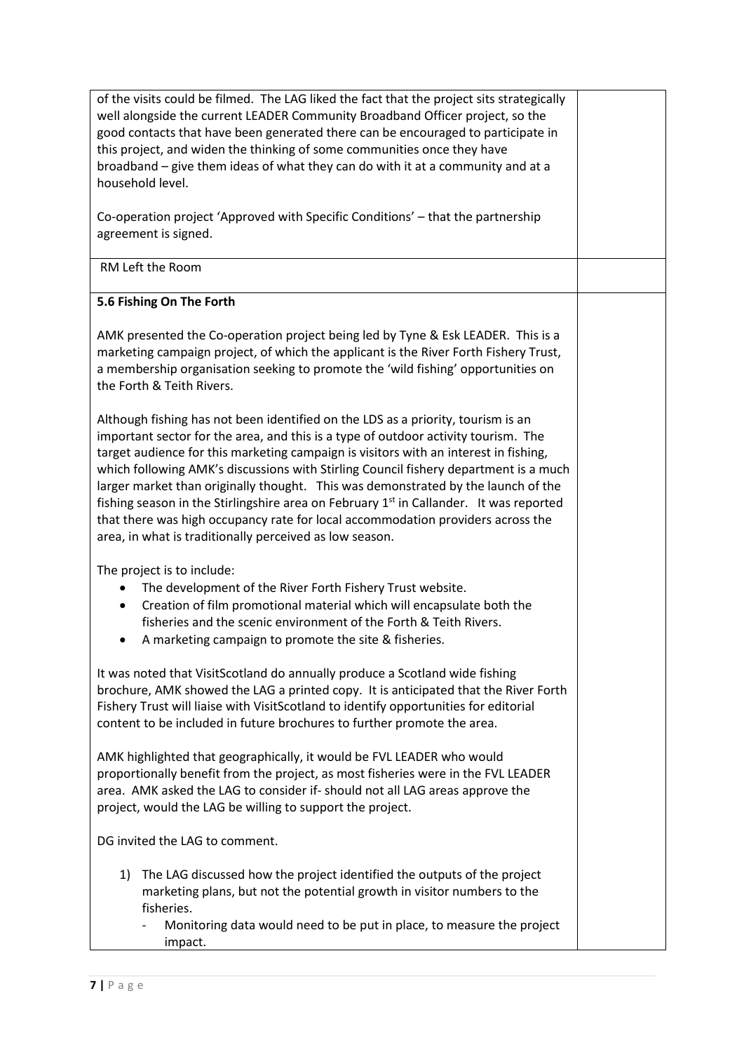| | |
|---|---|
| of the visits could be filmed. The LAG liked the fact that the project sits strategically well alongside the current LEADER Community Broadband Officer project, so the good contacts that have been generated there can be encouraged to participate in this project, and widen the thinking of some communities once they have broadband – give them ideas of what they can do with it at a community and at a household level.<br><br>Co-operation project 'Approved with Specific Conditions' – that the partnership agreement is signed. | |
| RM Left the Room | |
| **5.6 Fishing On The Forth**<br><br>AMK presented the Co-operation project being led by Tyne & Esk LEADER. This is a marketing campaign project, of which the applicant is the River Forth Fishery Trust, a membership organisation seeking to promote the 'wild fishing' opportunities on the Forth & Teith Rivers.<br><br>Although fishing has not been identified on the LDS as a priority, tourism is an important sector for the area, and this is a type of outdoor activity tourism. The target audience for this marketing campaign is visitors with an interest in fishing, which following AMK's discussions with Stirling Council fishery department is a much larger market than originally thought. This was demonstrated by the launch of the fishing season in the Stirlingshire area on February 1st in Callander. It was reported that there was high occupancy rate for local accommodation providers across the area, in what is traditionally perceived as low season.<br><br>The project is to include:<br>• The development of the River Forth Fishery Trust website.<br>• Creation of film promotional material which will encapsulate both the fisheries and the scenic environment of the Forth & Teith Rivers.<br>• A marketing campaign to promote the site & fisheries.<br><br>It was noted that VisitScotland do annually produce a Scotland wide fishing brochure, AMK showed the LAG a printed copy. It is anticipated that the River Forth Fishery Trust will liaise with VisitScotland to identify opportunities for editorial content to be included in future brochures to further promote the area.<br><br>AMK highlighted that geographically, it would be FVL LEADER who would proportionally benefit from the project, as most fisheries were in the FVL LEADER area. AMK asked the LAG to consider if- should not all LAG areas approve the project, would the LAG be willing to support the project.<br><br>DG invited the LAG to comment.<br><br>1) The LAG discussed how the project identified the outputs of the project marketing plans, but not the potential growth in visitor numbers to the fisheries.<br>- Monitoring data would need to be put in place, to measure the project impact. | |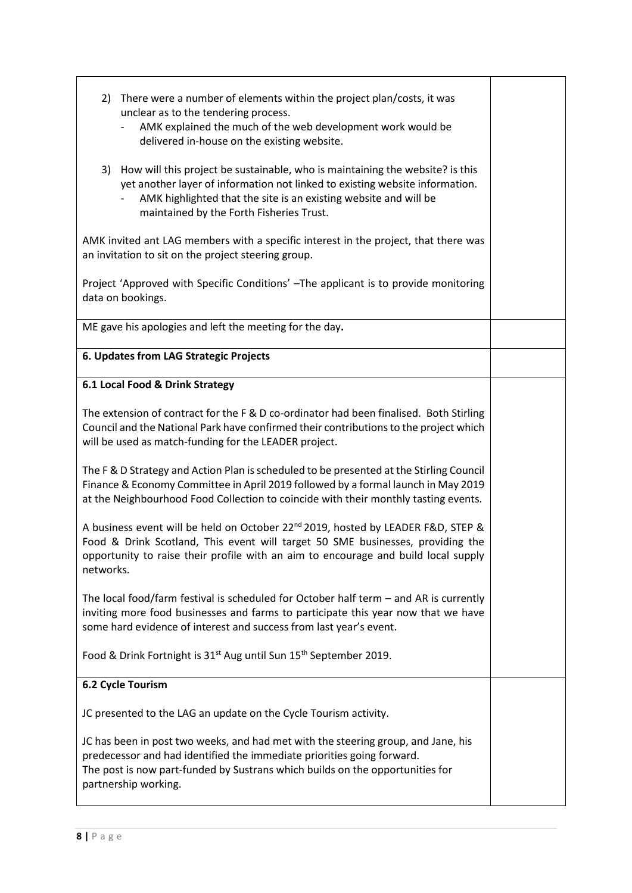| | |
|---|---|
| 2) There were a number of elements within the project plan/costs, it was unclear as to the tendering process.<br>- AMK explained the much of the web development work would be delivered in-house on the existing website.<br><br>3) How will this project be sustainable, who is maintaining the website? is this yet another layer of information not linked to existing website information.<br>- AMK highlighted that the site is an existing website and will be maintained by the Forth Fisheries Trust.<br><br>AMK invited ant LAG members with a specific interest in the project, that there was an invitation to sit on the project steering group.<br><br>Project 'Approved with Specific Conditions' –The applicant is to provide monitoring data on bookings. | |
| ME gave his apologies and left the meeting for the day**.** | |
| **6. Updates from LAG Strategic Projects** | |
| **6.1 Local Food & Drink Strategy**<br><br>The extension of contract for the F & D co-ordinator had been finalised. Both Stirling Council and the National Park have confirmed their contributions to the project which will be used as match-funding for the LEADER project.<br><br>The F & D Strategy and Action Plan is scheduled to be presented at the Stirling Council Finance & Economy Committee in April 2019 followed by a formal launch in May 2019 at the Neighbourhood Food Collection to coincide with their monthly tasting events.<br><br>A business event will be held on October 22nd 2019, hosted by LEADER F&D, STEP & Food & Drink Scotland, This event will target 50 SME businesses, providing the opportunity to raise their profile with an aim to encourage and build local supply networks.<br><br>The local food/farm festival is scheduled for October half term – and AR is currently inviting more food businesses and farms to participate this year now that we have some hard evidence of interest and success from last year's event.<br><br>Food & Drink Fortnight is 31st Aug until Sun 15th September 2019. | |
| **6.2 Cycle Tourism**<br><br>JC presented to the LAG an update on the Cycle Tourism activity.<br><br>JC has been in post two weeks, and had met with the steering group, and Jane, his predecessor and had identified the immediate priorities going forward.<br>The post is now part-funded by Sustrans which builds on the opportunities for partnership working. | |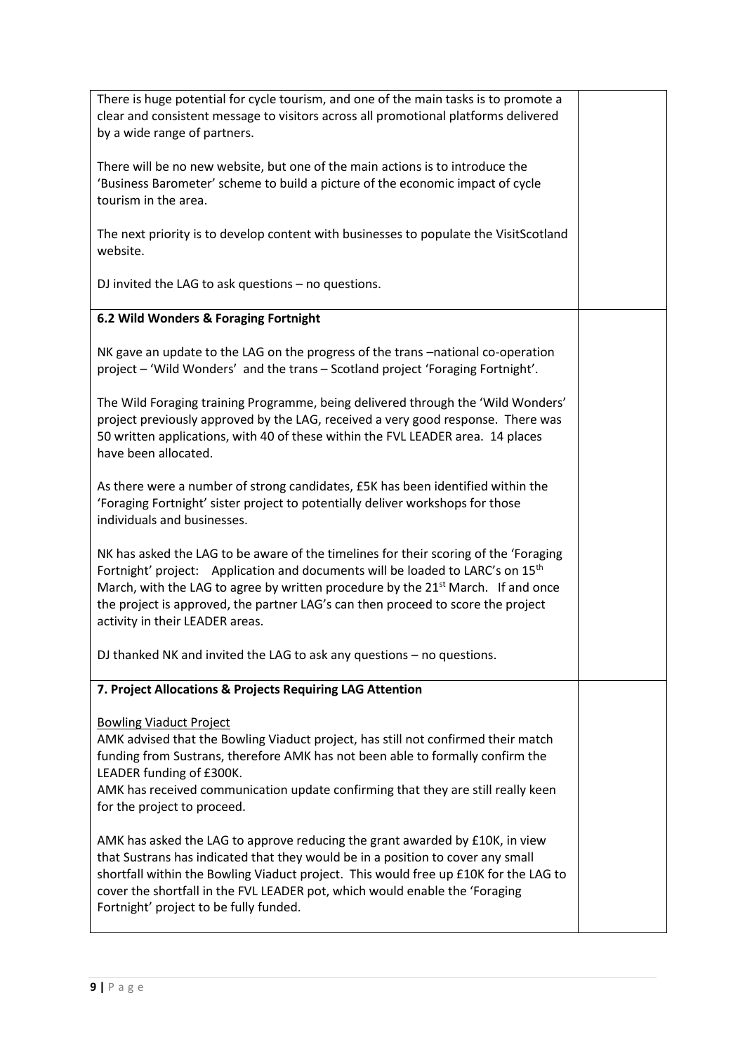| | |
|---|---|
| There is huge potential for cycle tourism, and one of the main tasks is to promote a clear and consistent message to visitors across all promotional platforms delivered by a wide range of partners.<br><br>There will be no new website, but one of the main actions is to introduce the 'Business Barometer' scheme to build a picture of the economic impact of cycle tourism in the area.<br><br>The next priority is to develop content with businesses to populate the VisitScotland website.<br><br>DJ invited the LAG to ask questions – no questions. | |
| **6.2 Wild Wonders & Foraging Fortnight**<br><br>NK gave an update to the LAG on the progress of the trans –national co-operation project – 'Wild Wonders' and the trans – Scotland project 'Foraging Fortnight'.<br><br>The Wild Foraging training Programme, being delivered through the 'Wild Wonders' project previously approved by the LAG, received a very good response. There was 50 written applications, with 40 of these within the FVL LEADER area. 14 places have been allocated.<br><br>As there were a number of strong candidates, £5K has been identified within the 'Foraging Fortnight' sister project to potentially deliver workshops for those individuals and businesses.<br><br>NK has asked the LAG to be aware of the timelines for their scoring of the 'Foraging Fortnight' project: Application and documents will be loaded to LARC's on 15th March, with the LAG to agree by written procedure by the 21st March. If and once the project is approved, the partner LAG's can then proceed to score the project activity in their LEADER areas.<br><br>DJ thanked NK and invited the LAG to ask any questions – no questions. | |
| **7. Project Allocations & Projects Requiring LAG Attention**<br><br>Bowling Viaduct Project<br>AMK advised that the Bowling Viaduct project, has still not confirmed their match funding from Sustrans, therefore AMK has not been able to formally confirm the LEADER funding of £300K.<br>AMK has received communication update confirming that they are still really keen for the project to proceed.<br><br>AMK has asked the LAG to approve reducing the grant awarded by £10K, in view that Sustrans has indicated that they would be in a position to cover any small shortfall within the Bowling Viaduct project. This would free up £10K for the LAG to cover the shortfall in the FVL LEADER pot, which would enable the 'Foraging Fortnight' project to be fully funded. | |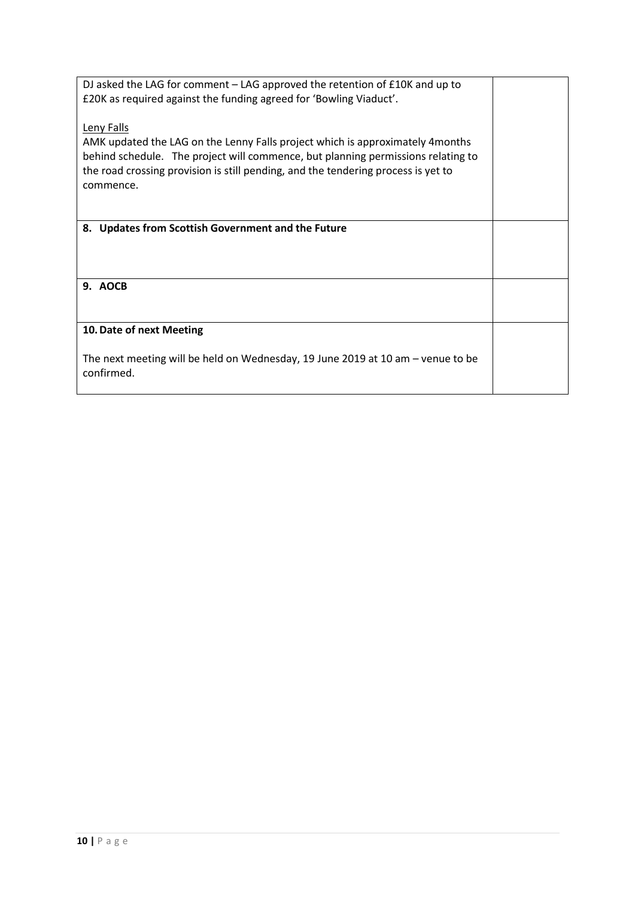| | |
|---|---|
| DJ asked the LAG for comment – LAG approved the retention of £10K and up to £20K as required against the funding agreed for 'Bowling Viaduct'.<br><br><u>Leny Falls</u><br>AMK updated the LAG on the Lenny Falls project which is approximately 4months behind schedule. The project will commence, but planning permissions relating to the road crossing provision is still pending, and the tendering process is yet to commence. | |
| **8. Updates from Scottish Government and the Future** | |
| **9. AOCB** | |
| **10. Date of next Meeting**<br><br>The next meeting will be held on Wednesday, 19 June 2019 at 10 am – venue to be confirmed. | |